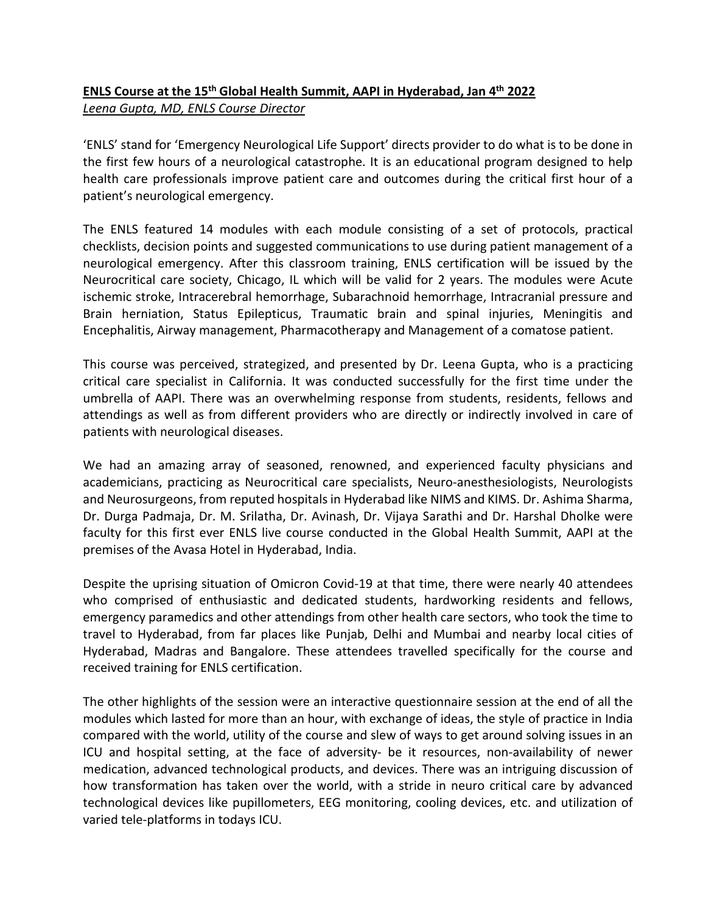**ENLS Course at the 15th Global Health Summit, AAPI in Hyderabad, Jan 4th 2022**

*Leena Gupta, MD, ENLS Course Director*

'ENLS' stand for 'Emergency Neurological Life Support' directs provider to do what is to be done in the first few hours of a neurological catastrophe. It is an educational program designed to help health care professionals improve patient care and outcomes during the critical first hour of a patient's neurological emergency.

The ENLS featured 14 modules with each module consisting of a set of protocols, practical checklists, decision points and suggested communications to use during patient management of a neurological emergency. After this classroom training, ENLS certification will be issued by the Neurocritical care society, Chicago, IL which will be valid for 2 years. The modules were Acute ischemic stroke, Intracerebral hemorrhage, Subarachnoid hemorrhage, Intracranial pressure and Brain herniation, Status Epilepticus, Traumatic brain and spinal injuries, Meningitis and Encephalitis, Airway management, Pharmacotherapy and Management of a comatose patient.

This course was perceived, strategized, and presented by Dr. Leena Gupta, who is a practicing critical care specialist in California. It was conducted successfully for the first time under the umbrella of AAPI. There was an overwhelming response from students, residents, fellows and attendings as well as from different providers who are directly or indirectly involved in care of patients with neurological diseases.

We had an amazing array of seasoned, renowned, and experienced faculty physicians and academicians, practicing as Neurocritical care specialists, Neuro-anesthesiologists, Neurologists and Neurosurgeons, from reputed hospitals in Hyderabad like NIMS and KIMS. Dr. Ashima Sharma, Dr. Durga Padmaja, Dr. M. Srilatha, Dr. Avinash, Dr. Vijaya Sarathi and Dr. Harshal Dholke were faculty for this first ever ENLS live course conducted in the Global Health Summit, AAPI at the premises of the Avasa Hotel in Hyderabad, India.

Despite the uprising situation of Omicron Covid-19 at that time, there were nearly 40 attendees who comprised of enthusiastic and dedicated students, hardworking residents and fellows, emergency paramedics and other attendings from other health care sectors, who took the time to travel to Hyderabad, from far places like Punjab, Delhi and Mumbai and nearby local cities of Hyderabad, Madras and Bangalore. These attendees travelled specifically for the course and received training for ENLS certification.

The other highlights of the session were an interactive questionnaire session at the end of all the modules which lasted for more than an hour, with exchange of ideas, the style of practice in India compared with the world, utility of the course and slew of ways to get around solving issues in an ICU and hospital setting, at the face of adversity- be it resources, non-availability of newer medication, advanced technological products, and devices. There was an intriguing discussion of how transformation has taken over the world, with a stride in neuro critical care by advanced technological devices like pupillometers, EEG monitoring, cooling devices, etc. and utilization of varied tele-platforms in todays ICU.